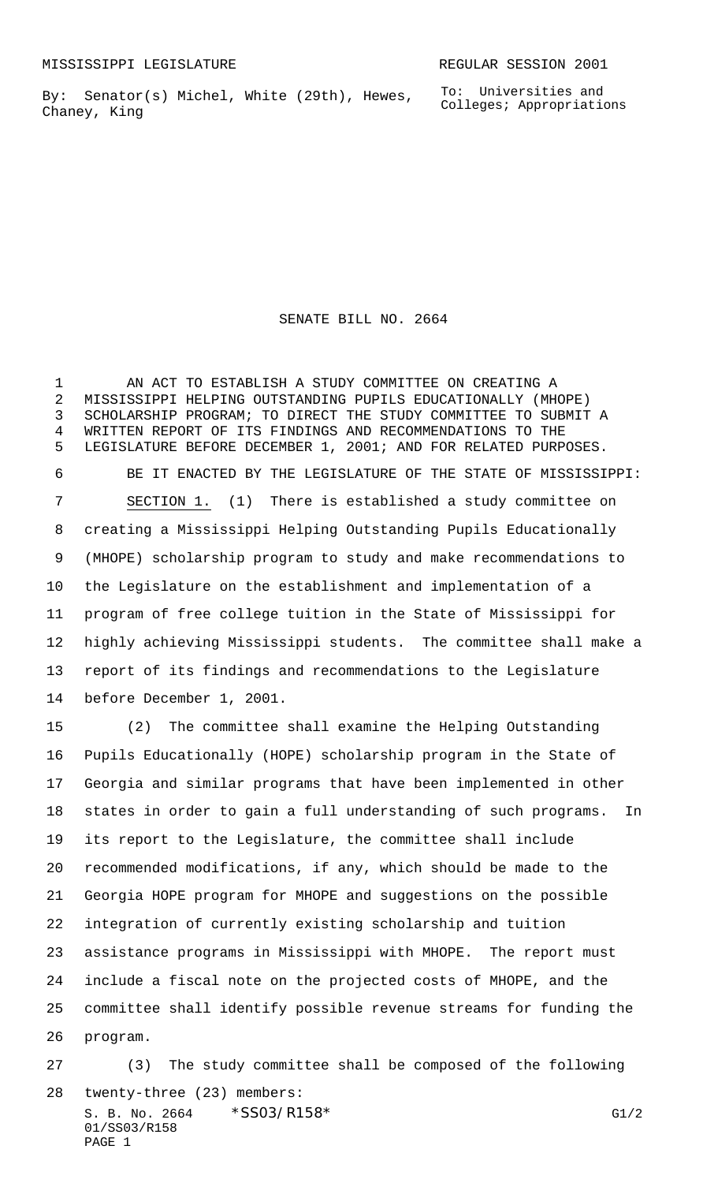MISSISSIPPI LEGISLATURE REGULAR SESSION 2001

By: Senator(s) Michel, White (29th), Hewes, Chaney, King

To: Universities and Colleges; Appropriations

# SENATE BILL NO. 2664

AN ACT TO ESTABLISH A STUDY COMMITTEE ON CREATING A MISSISSIPPI HELPING OUTSTANDING PUPILS EDUCATIONALLY (MHOPE) SCHOLARSHIP PROGRAM; TO DIRECT THE STUDY COMMITTEE TO SUBMIT A WRITTEN REPORT OF ITS FINDINGS AND RECOMMENDATIONS TO THE LEGISLATURE BEFORE DECEMBER 1, 2001; AND FOR RELATED PURPOSES.

BE IT ENACTED BY THE LEGISLATURE OF THE STATE OF MISSISSIPPI:

SECTION 1. (1) There is established a study committee on creating a Mississippi Helping Outstanding Pupils Educationally (MHOPE) scholarship program to study and make recommendations to the Legislature on the establishment and implementation of a program of free college tuition in the State of Mississippi for highly achieving Mississippi students. The committee shall make a report of its findings and recommendations to the Legislature before December 1, 2001.

(2) The committee shall examine the Helping Outstanding Pupils Educationally (HOPE) scholarship program in the State of Georgia and similar programs that have been implemented in other states in order to gain a full understanding of such programs. In its report to the Legislature, the committee shall include recommended modifications, if any, which should be made to the Georgia HOPE program for MHOPE and suggestions on the possible integration of currently existing scholarship and tuition assistance programs in Mississippi with MHOPE. The report must include a fiscal note on the projected costs of MHOPE, and the committee shall identify possible revenue streams for funding the program.

(3) The study committee shall be composed of the following twenty-three (23) members: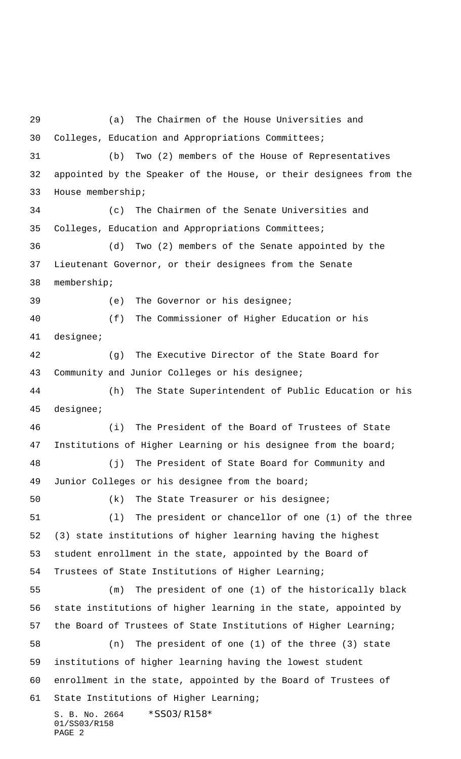(a) The Chairmen of the House Universities and Colleges, Education and Appropriations Committees;

(b) Two (2) members of the House of Representatives appointed by the Speaker of the House, or their designees from the House membership;

(c) The Chairmen of the Senate Universities and Colleges, Education and Appropriations Committees;

(d) Two (2) members of the Senate appointed by the Lieutenant Governor, or their designees from the Senate membership;

(e) The Governor or his designee;

(f) The Commissioner of Higher Education or his designee;

(g) The Executive Director of the State Board for Community and Junior Colleges or his designee;

(h) The State Superintendent of Public Education or his designee;

(i) The President of the Board of Trustees of State Institutions of Higher Learning or his designee from the board;

(j) The President of State Board for Community and Junior Colleges or his designee from the board;

(k) The State Treasurer or his designee;

(l) The president or chancellor of one (1) of the three (3) state institutions of higher learning having the highest student enrollment in the state, appointed by the Board of Trustees of State Institutions of Higher Learning;

(m) The president of one (1) of the historically black state institutions of higher learning in the state, appointed by the Board of Trustees of State Institutions of Higher Learning;

(n) The president of one (1) of the three (3) state institutions of higher learning having the lowest student enrollment in the state, appointed by the Board of Trustees of State Institutions of Higher Learning;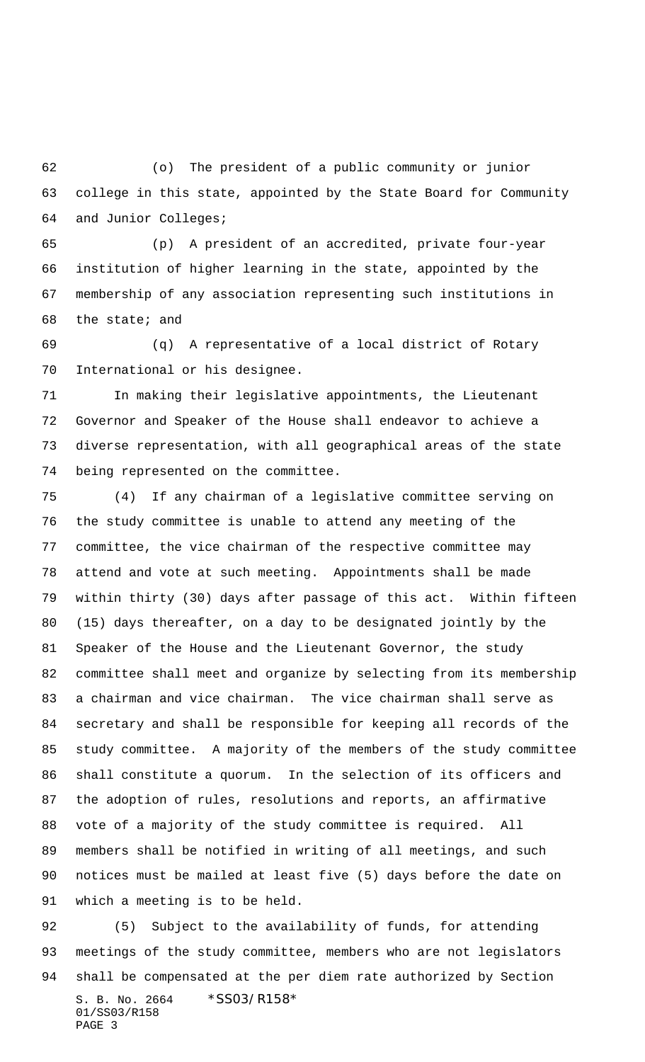(o) The president of a public community or junior college in this state, appointed by the State Board for Community and Junior Colleges;

(p) A president of an accredited, private four-year institution of higher learning in the state, appointed by the membership of any association representing such institutions in the state; and

(q) A representative of a local district of Rotary International or his designee.

In making their legislative appointments, the Lieutenant Governor and Speaker of the House shall endeavor to achieve a diverse representation, with all geographical areas of the state being represented on the committee.

(4) If any chairman of a legislative committee serving on the study committee is unable to attend any meeting of the committee, the vice chairman of the respective committee may attend and vote at such meeting. Appointments shall be made within thirty (30) days after passage of this act. Within fifteen (15) days thereafter, on a day to be designated jointly by the Speaker of the House and the Lieutenant Governor, the study committee shall meet and organize by selecting from its membership a chairman and vice chairman. The vice chairman shall serve as secretary and shall be responsible for keeping all records of the study committee. A majority of the members of the study committee shall constitute a quorum. In the selection of its officers and the adoption of rules, resolutions and reports, an affirmative vote of a majority of the study committee is required. All members shall be notified in writing of all meetings, and such notices must be mailed at least five (5) days before the date on which a meeting is to be held.

(5) Subject to the availability of funds, for attending meetings of the study committee, members who are not legislators shall be compensated at the per diem rate authorized by Section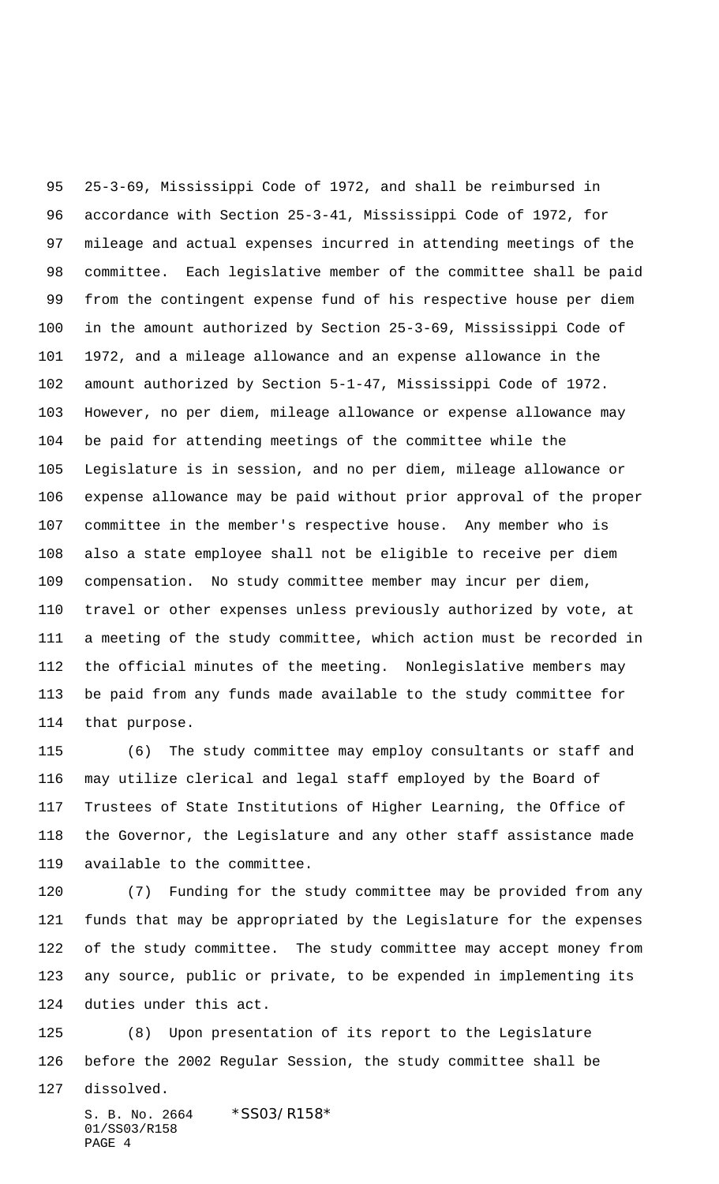25-3-69, Mississippi Code of 1972, and shall be reimbursed in accordance with Section 25-3-41, Mississippi Code of 1972, for mileage and actual expenses incurred in attending meetings of the committee. Each legislative member of the committee shall be paid from the contingent expense fund of his respective house per diem in the amount authorized by Section 25-3-69, Mississippi Code of 1972, and a mileage allowance and an expense allowance in the amount authorized by Section 5-1-47, Mississippi Code of 1972. However, no per diem, mileage allowance or expense allowance may be paid for attending meetings of the committee while the Legislature is in session, and no per diem, mileage allowance or expense allowance may be paid without prior approval of the proper committee in the member's respective house. Any member who is also a state employee shall not be eligible to receive per diem compensation. No study committee member may incur per diem, travel or other expenses unless previously authorized by vote, at a meeting of the study committee, which action must be recorded in the official minutes of the meeting. Nonlegislative members may be paid from any funds made available to the study committee for that purpose.

(6) The study committee may employ consultants or staff and may utilize clerical and legal staff employed by the Board of Trustees of State Institutions of Higher Learning, the Office of the Governor, the Legislature and any other staff assistance made available to the committee.

(7) Funding for the study committee may be provided from any funds that may be appropriated by the Legislature for the expenses of the study committee. The study committee may accept money from any source, public or private, to be expended in implementing its duties under this act.

(8) Upon presentation of its report to the Legislature before the 2002 Regular Session, the study committee shall be dissolved.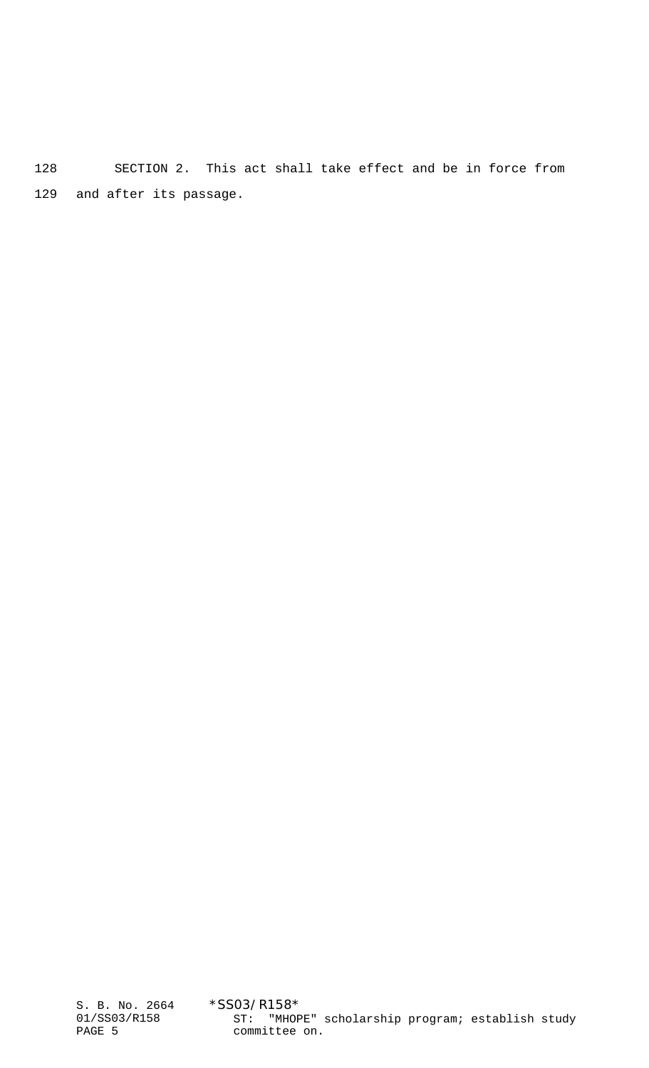128 SECTION 2. This act shall take effect and be in force from

129 and after its passage.